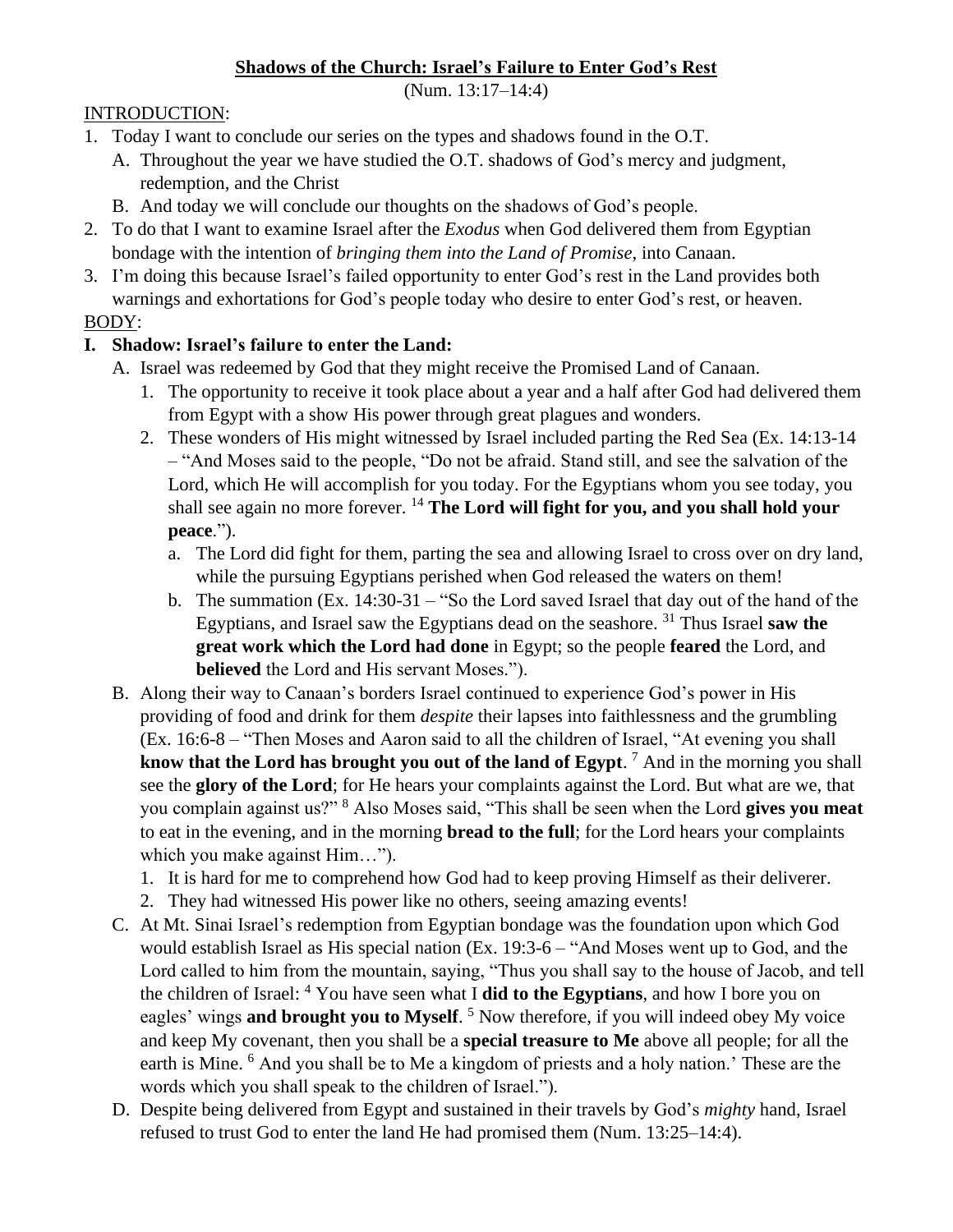**<u>Shadows of the Church: Israel's Failure to Enter God's Rest</u>**

(Num. 13:17–14:4)

<u>INTRODUCTION</u>:

1. Today I want to conclude our series on the types and shadows found in the O.T.
   A. Throughout the year we have studied the O.T. shadows of God's mercy and judgment, redemption, and the Christ
   B. And today we will conclude our thoughts on the shadows of God's people.
2. To do that I want to examine Israel after the *Exodus* when God delivered them from Egyptian bondage with the intention of *bringing them into the Land of Promise*, into Canaan.
3. I'm doing this because Israel's failed opportunity to enter God's rest in the Land provides both warnings and exhortations for God's people today who desire to enter God's rest, or heaven.

<u>BODY</u>:

**I. Shadow: Israel's failure to enter the Land:**

A. Israel was redeemed by God that they might receive the Promised Land of Canaan.
   1. The opportunity to receive it took place about a year and a half after God had delivered them from Egypt with a show His power through great plagues and wonders.
   2. These wonders of His might witnessed by Israel included parting the Red Sea (Ex. 14:13-14 – "And Moses said to the people, "Do not be afraid. Stand still, and see the salvation of the Lord, which He will accomplish for you today. For the Egyptians whom you see today, you shall see again no more forever. [14] **The Lord will fight for you, and you shall hold your peace**.").
      a. The Lord did fight for them, parting the sea and allowing Israel to cross over on dry land, while the pursuing Egyptians perished when God released the waters on them!
      b. The summation (Ex. 14:30-31 – "So the Lord saved Israel that day out of the hand of the Egyptians, and Israel saw the Egyptians dead on the seashore. [31] Thus Israel **saw the great work which the Lord had done** in Egypt; so the people **feared** the Lord, and **believed** the Lord and His servant Moses.").

B. Along their way to Canaan's borders Israel continued to experience God's power in His providing of food and drink for them *despite* their lapses into faithlessness and the grumbling (Ex. 16:6-8 – "Then Moses and Aaron said to all the children of Israel, "At evening you shall **know that the Lord has brought you out of the land of Egypt**. [7] And in the morning you shall see the **glory of the Lord**; for He hears your complaints against the Lord. But what are we, that you complain against us?" [8] Also Moses said, "This shall be seen when the Lord **gives you meat** to eat in the evening, and in the morning **bread to the full**; for the Lord hears your complaints which you make against Him…").
   1. It is hard for me to comprehend how God had to keep proving Himself as their deliverer.
   2. They had witnessed His power like no others, seeing amazing events!

C. At Mt. Sinai Israel's redemption from Egyptian bondage was the foundation upon which God would establish Israel as His special nation (Ex. 19:3-6 – "And Moses went up to God, and the Lord called to him from the mountain, saying, "Thus you shall say to the house of Jacob, and tell the children of Israel: [4] You have seen what I **did to the Egyptians**, and how I bore you on eagles' wings **and brought you to Myself**. [5] Now therefore, if you will indeed obey My voice and keep My covenant, then you shall be a **special treasure to Me** above all people; for all the earth is Mine. [6] And you shall be to Me a kingdom of priests and a holy nation.' These are the words which you shall speak to the children of Israel.").

D. Despite being delivered from Egypt and sustained in their travels by God's *mighty* hand, Israel refused to trust God to enter the land He had promised them (Num. 13:25–14:4).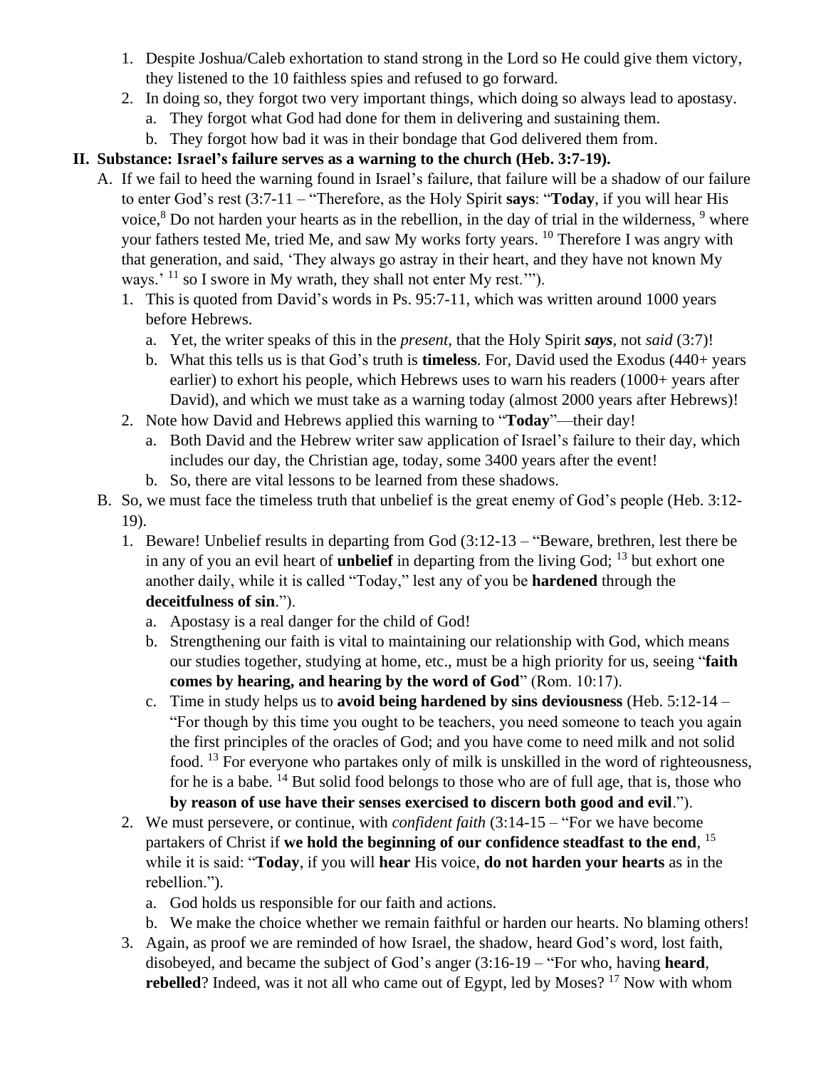1. Despite Joshua/Caleb exhortation to stand strong in the Lord so He could give them victory, they listened to the 10 faithless spies and refused to go forward.
2. In doing so, they forgot two very important things, which doing so always lead to apostasy.
   a. They forgot what God had done for them in delivering and sustaining them.
   b. They forgot how bad it was in their bondage that God delivered them from.

## II. Substance: Israel's failure serves as a warning to the church (Heb. 3:7-19).

A. If we fail to heed the warning found in Israel's failure, that failure will be a shadow of our failure to enter God's rest (3:7-11 – "Therefore, as the Holy Spirit **says**: "**Today**, if you will hear His voice,[8] Do not harden your hearts as in the rebellion, in the day of trial in the wilderness, [9] where your fathers tested Me, tried Me, and saw My works forty years. [10] Therefore I was angry with that generation, and said, 'They always go astray in their heart, and they have not known My ways.' [11] so I swore in My wrath, they shall not enter My rest.'").

1. This is quoted from David's words in Ps. 95:7-11, which was written around 1000 years before Hebrews.
   a. Yet, the writer speaks of this in the *present*, that the Holy Spirit ***says***, not *said* (3:7)!
   b. What this tells us is that God's truth is **timeless**. For, David used the Exodus (440+ years earlier) to exhort his people, which Hebrews uses to warn his readers (1000+ years after David), and which we must take as a warning today (almost 2000 years after Hebrews)!
2. Note how David and Hebrews applied this warning to "**Today**"—their day!
   a. Both David and the Hebrew writer saw application of Israel's failure to their day, which includes our day, the Christian age, today, some 3400 years after the event!
   b. So, there are vital lessons to be learned from these shadows.

B. So, we must face the timeless truth that unbelief is the great enemy of God's people (Heb. 3:12-19).

1. Beware! Unbelief results in departing from God (3:12-13 – "Beware, brethren, lest there be in any of you an evil heart of **unbelief** in departing from the living God; [13] but exhort one another daily, while it is called "Today," lest any of you be **hardened** through the **deceitfulness of sin**.").
   a. Apostasy is a real danger for the child of God!
   b. Strengthening our faith is vital to maintaining our relationship with God, which means our studies together, studying at home, etc., must be a high priority for us, seeing "**faith comes by hearing, and hearing by the word of God**" (Rom. 10:17).
   c. Time in study helps us to **avoid being hardened by sins deviousness** (Heb. 5:12-14 – "For though by this time you ought to be teachers, you need someone to teach you again the first principles of the oracles of God; and you have come to need milk and not solid food. [13] For everyone who partakes only of milk is unskilled in the word of righteousness, for he is a babe. [14] But solid food belongs to those who are of full age, that is, those who **by reason of use have their senses exercised to discern both good and evil**.").
2. We must persevere, or continue, with *confident faith* (3:14-15 – "For we have become partakers of Christ if **we hold the beginning of our confidence steadfast to the end**, [15] while it is said: "**Today**, if you will **hear** His voice, **do not harden your hearts** as in the rebellion.").
   a. God holds us responsible for our faith and actions.
   b. We make the choice whether we remain faithful or harden our hearts. No blaming others!
3. Again, as proof we are reminded of how Israel, the shadow, heard God's word, lost faith, disobeyed, and became the subject of God's anger (3:16-19 – "For who, having **heard**, **rebelled**? Indeed, was it not all who came out of Egypt, led by Moses? [17] Now with whom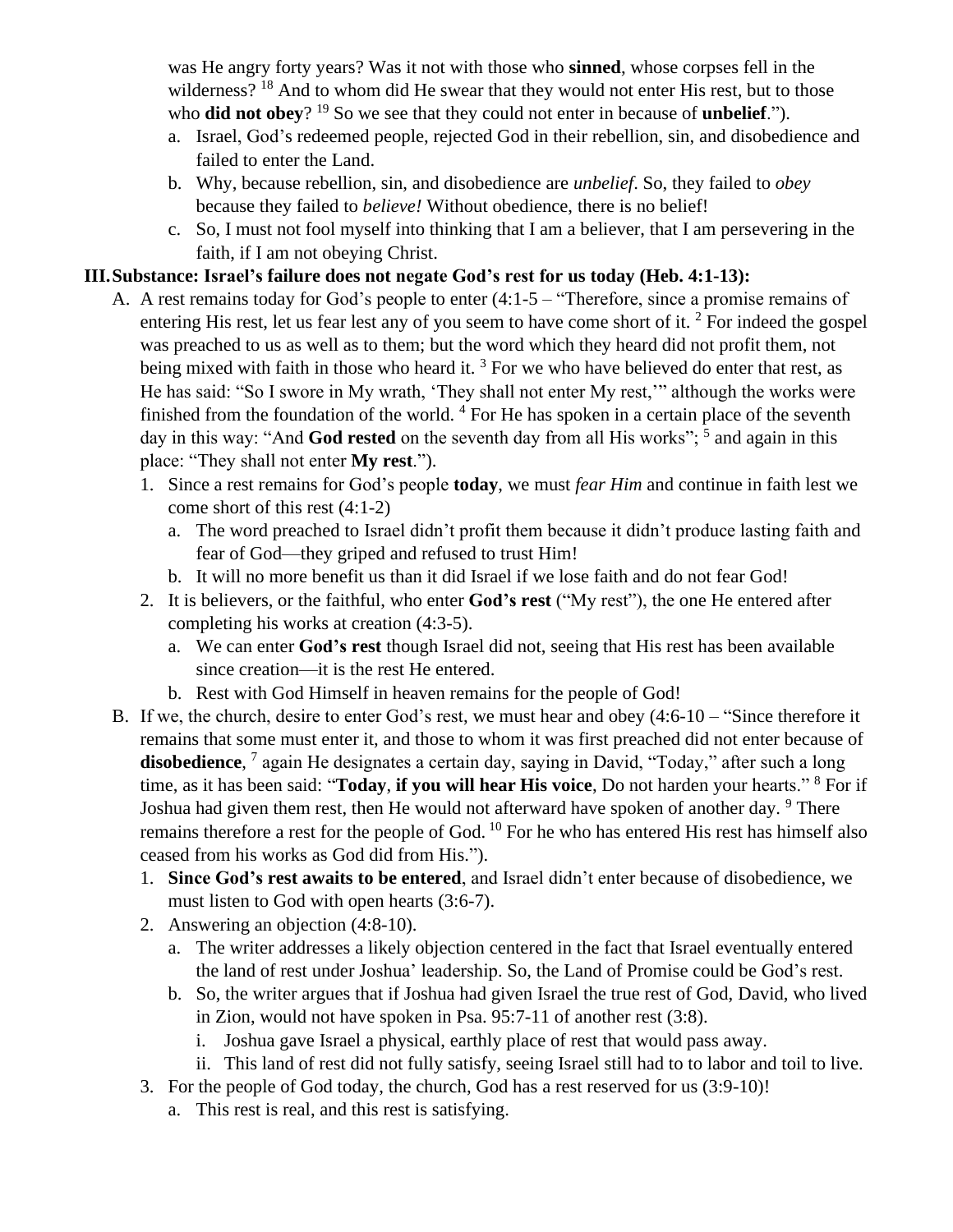was He angry forty years? Was it not with those who **sinned**, whose corpses fell in the wilderness? [18] And to whom did He swear that they would not enter His rest, but to those who **did not obey**? [19] So we see that they could not enter in because of **unbelief**.").

   a. Israel, God's redeemed people, rejected God in their rebellion, sin, and disobedience and failed to enter the Land.
   b. Why, because rebellion, sin, and disobedience are *unbelief*. So, they failed to *obey* because they failed to *believe!* Without obedience, there is no belief!
   c. So, I must not fool myself into thinking that I am a believer, that I am persevering in the faith, if I am not obeying Christ.

## III. Substance: Israel's failure does not negate God's rest for us today (Heb. 4:1-13):

A. A rest remains today for God's people to enter (4:1-5 – "Therefore, since a promise remains of entering His rest, let us fear lest any of you seem to have come short of it. [2] For indeed the gospel was preached to us as well as to them; but the word which they heard did not profit them, not being mixed with faith in those who heard it. [3] For we who have believed do enter that rest, as He has said: "So I swore in My wrath, 'They shall not enter My rest,'" although the works were finished from the foundation of the world. [4] For He has spoken in a certain place of the seventh day in this way: "And **God rested** on the seventh day from all His works"; [5] and again in this place: "They shall not enter **My rest**.").

1. Since a rest remains for God's people **today**, we must *fear Him* and continue in faith lest we come short of this rest (4:1-2)
   a. The word preached to Israel didn't profit them because it didn't produce lasting faith and fear of God—they griped and refused to trust Him!
   b. It will no more benefit us than it did Israel if we lose faith and do not fear God!
2. It is believers, or the faithful, who enter **God's rest** ("My rest"), the one He entered after completing his works at creation (4:3-5).
   a. We can enter **God's rest** though Israel did not, seeing that His rest has been available since creation—it is the rest He entered.
   b. Rest with God Himself in heaven remains for the people of God!

B. If we, the church, desire to enter God's rest, we must hear and obey (4:6-10 – "Since therefore it remains that some must enter it, and those to whom it was first preached did not enter because of **disobedience**, [7] again He designates a certain day, saying in David, "Today," after such a long time, as it has been said: "**Today**, **if you will hear His voice**, Do not harden your hearts." [8] For if Joshua had given them rest, then He would not afterward have spoken of another day. [9] There remains therefore a rest for the people of God. [10] For he who has entered His rest has himself also ceased from his works as God did from His.").

1. **Since God's rest awaits to be entered**, and Israel didn't enter because of disobedience, we must listen to God with open hearts (3:6-7).
2. Answering an objection (4:8-10).
   a. The writer addresses a likely objection centered in the fact that Israel eventually entered the land of rest under Joshua' leadership. So, the Land of Promise could be God's rest.
   b. So, the writer argues that if Joshua had given Israel the true rest of God, David, who lived in Zion, would not have spoken in Psa. 95:7-11 of another rest (3:8).
      i. Joshua gave Israel a physical, earthly place of rest that would pass away.
      ii. This land of rest did not fully satisfy, seeing Israel still had to to labor and toil to live.
3. For the people of God today, the church, God has a rest reserved for us (3:9-10)!
   a. This rest is real, and this rest is satisfying.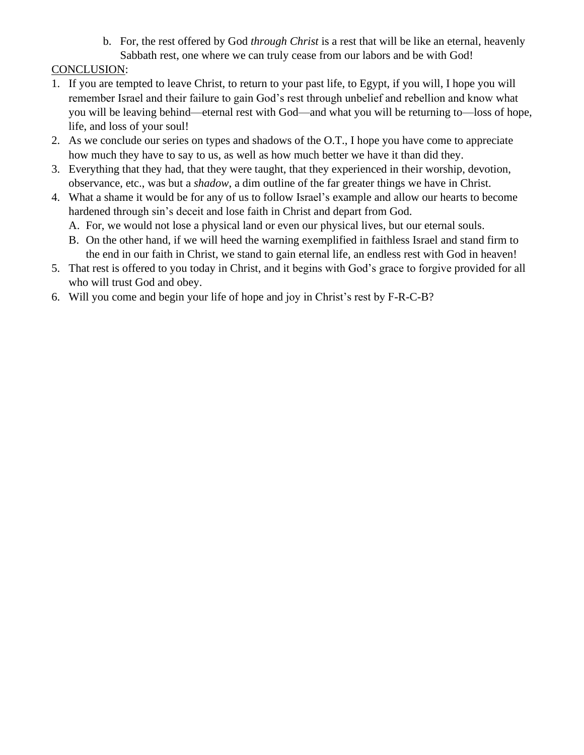b. For, the rest offered by God *through Christ* is a rest that will be like an eternal, heavenly Sabbath rest, one where we can truly cease from our labors and be with God!

<u>CONCLUSION</u>:

1. If you are tempted to leave Christ, to return to your past life, to Egypt, if you will, I hope you will remember Israel and their failure to gain God's rest through unbelief and rebellion and know what you will be leaving behind—eternal rest with God—and what you will be returning to—loss of hope, life, and loss of your soul!
2. As we conclude our series on types and shadows of the O.T., I hope you have come to appreciate how much they have to say to us, as well as how much better we have it than did they.
3. Everything that they had, that they were taught, that they experienced in their worship, devotion, observance, etc., was but a *shadow*, a dim outline of the far greater things we have in Christ.
4. What a shame it would be for any of us to follow Israel's example and allow our hearts to become hardened through sin's deceit and lose faith in Christ and depart from God.
   A. For, we would not lose a physical land or even our physical lives, but our eternal souls.
   B. On the other hand, if we will heed the warning exemplified in faithless Israel and stand firm to the end in our faith in Christ, we stand to gain eternal life, an endless rest with God in heaven!
5. That rest is offered to you today in Christ, and it begins with God's grace to forgive provided for all who will trust God and obey.
6. Will you come and begin your life of hope and joy in Christ's rest by F-R-C-B?